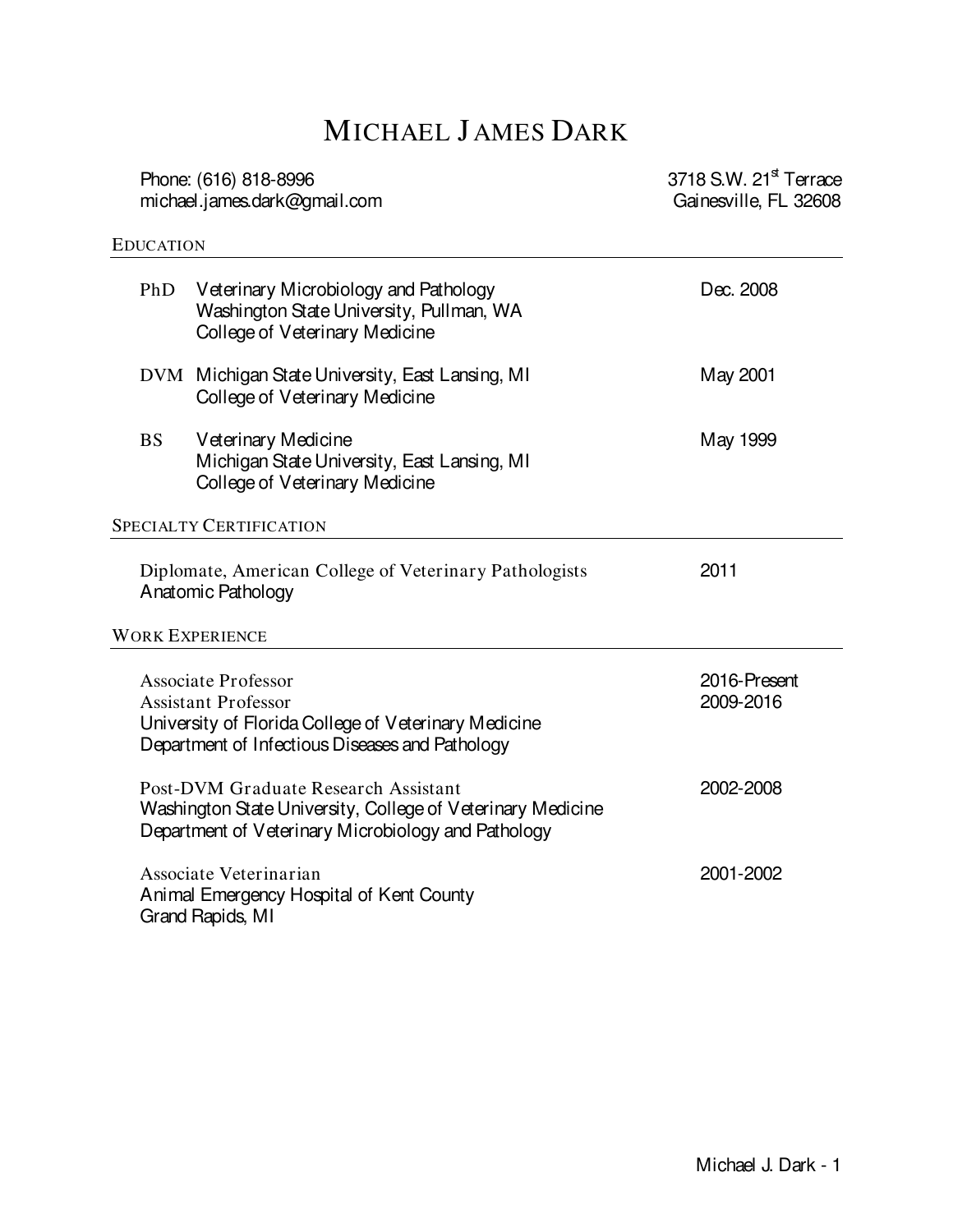# MICHAEL JAMES DARK

Phone: (616) 818-8996
michael.james.dark@gmail.com

3718 S.W. 21st Terrace
Gainesville, FL 32608

## EDUCATION

**PhD** Veterinary Microbiology and Pathology — Dec. 2008
Washington State University, Pullman, WA
College of Veterinary Medicine

**DVM** Michigan State University, East Lansing, MI — May 2001
College of Veterinary Medicine

**BS** Veterinary Medicine — May 1999
Michigan State University, East Lansing, MI
College of Veterinary Medicine

## SPECIALTY CERTIFICATION

Diplomate, American College of Veterinary Pathologists — 2011
Anatomic Pathology

## WORK EXPERIENCE

Associate Professor — 2016-Present
Assistant Professor — 2009-2016
University of Florida College of Veterinary Medicine
Department of Infectious Diseases and Pathology

Post-DVM Graduate Research Assistant — 2002-2008
Washington State University, College of Veterinary Medicine
Department of Veterinary Microbiology and Pathology

Associate Veterinarian — 2001-2002
Animal Emergency Hospital of Kent County
Grand Rapids, MI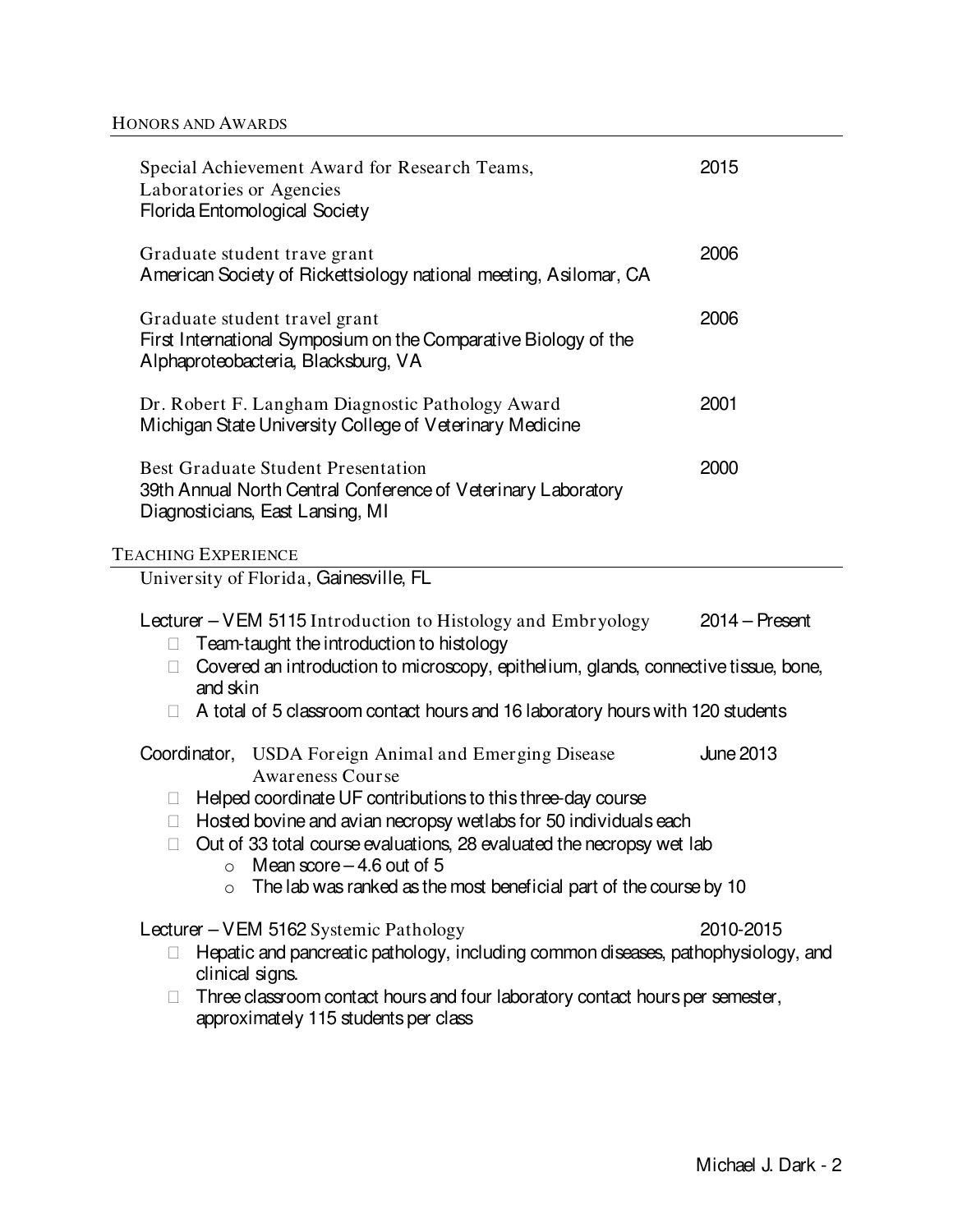## Honors and Awards

Special Achievement Award for Research Teams, Laboratories or Agencies — 2015
Florida Entomological Society

Graduate student trave grant — 2006
American Society of Rickettsiology national meeting, Asilomar, CA

Graduate student travel grant — 2006
First International Symposium on the Comparative Biology of the Alphaproteobacteria, Blacksburg, VA

Dr. Robert F. Langham Diagnostic Pathology Award — 2001
Michigan State University College of Veterinary Medicine

Best Graduate Student Presentation — 2000
39th Annual North Central Conference of Veterinary Laboratory Diagnosticians, East Lansing, MI

## Teaching Experience

University of Florida, Gainesville, FL

Lecturer – VEM 5115 Introduction to Histology and Embryology — 2014 – Present

- Team-taught the introduction to histology
- Covered an introduction to microscopy, epithelium, glands, connective tissue, bone, and skin
- A total of 5 classroom contact hours and 16 laboratory hours with 120 students

Coordinator, USDA Foreign Animal and Emerging Disease Awareness Course — June 2013

- Helped coordinate UF contributions to this three-day course
- Hosted bovine and avian necropsy wetlabs for 50 individuals each
- Out of 33 total course evaluations, 28 evaluated the necropsy wet lab
  - Mean score – 4.6 out of 5
  - The lab was ranked as the most beneficial part of the course by 10

Lecturer – VEM 5162 Systemic Pathology — 2010-2015

- Hepatic and pancreatic pathology, including common diseases, pathophysiology, and clinical signs.
- Three classroom contact hours and four laboratory contact hours per semester, approximately 115 students per class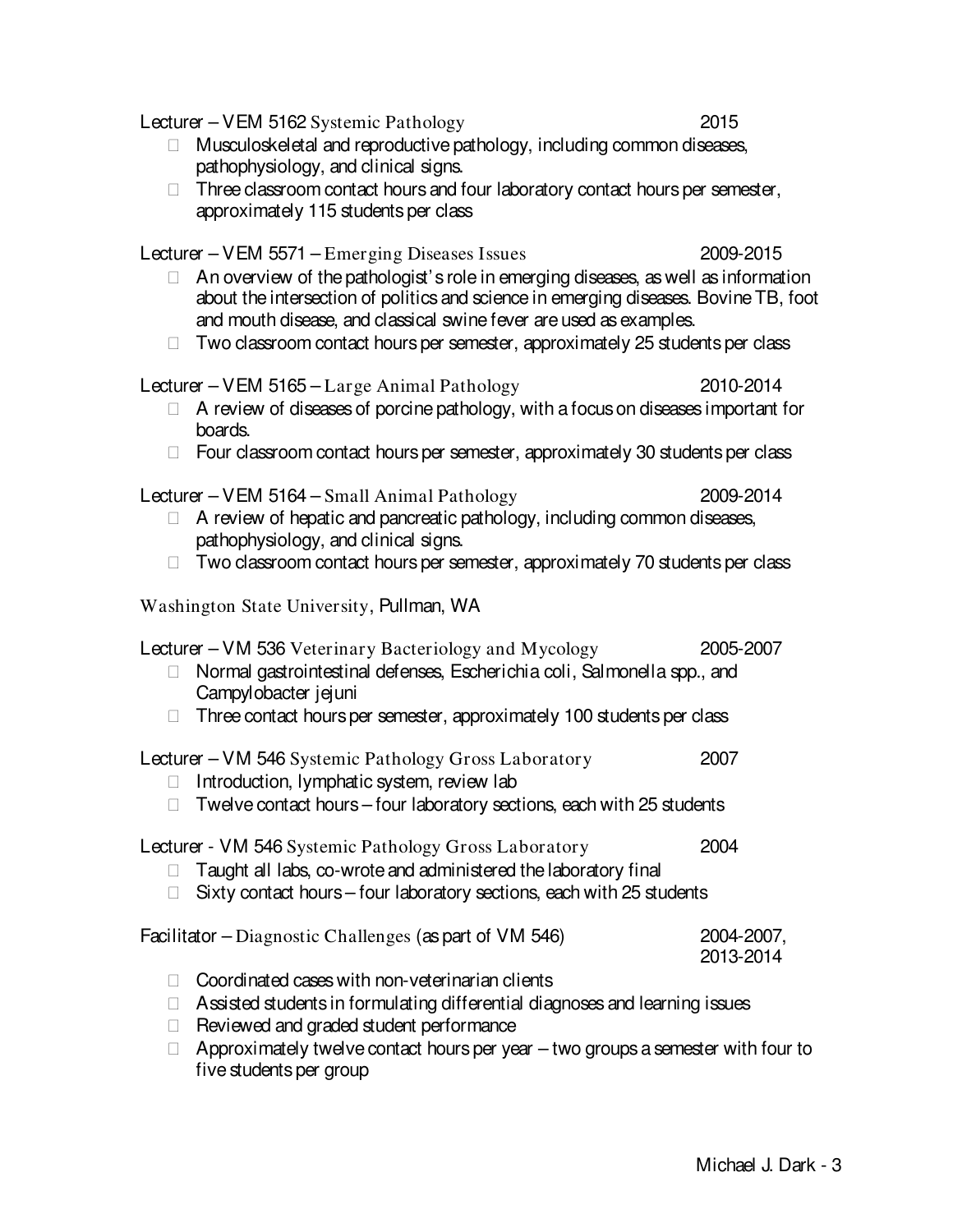Lecturer – VEM 5162 Systemic Pathology 2015

- Musculoskeletal and reproductive pathology, including common diseases, pathophysiology, and clinical signs.
- Three classroom contact hours and four laboratory contact hours per semester, approximately 115 students per class

Lecturer – VEM 5571 – Emerging Diseases Issues 2009-2015

- An overview of the pathologist's role in emerging diseases, as well as information about the intersection of politics and science in emerging diseases. Bovine TB, foot and mouth disease, and classical swine fever are used as examples.
- Two classroom contact hours per semester, approximately 25 students per class

Lecturer – VEM 5165 – Large Animal Pathology 2010-2014

- A review of diseases of porcine pathology, with a focus on diseases important for boards.
- Four classroom contact hours per semester, approximately 30 students per class

Lecturer – VEM 5164 – Small Animal Pathology 2009-2014

- A review of hepatic and pancreatic pathology, including common diseases, pathophysiology, and clinical signs.
- Two classroom contact hours per semester, approximately 70 students per class

Washington State University, Pullman, WA

Lecturer – VM 536 Veterinary Bacteriology and Mycology 2005-2007

- Normal gastrointestinal defenses, Escherichia coli, Salmonella spp., and Campylobacter jejuni
- Three contact hours per semester, approximately 100 students per class

Lecturer – VM 546 Systemic Pathology Gross Laboratory 2007

- Introduction, lymphatic system, review lab
- Twelve contact hours – four laboratory sections, each with 25 students

Lecturer - VM 546 Systemic Pathology Gross Laboratory 2004

- Taught all labs, co-wrote and administered the laboratory final
- Sixty contact hours – four laboratory sections, each with 25 students

Facilitator – Diagnostic Challenges (as part of VM 546) 2004-2007, 2013-2014

- Coordinated cases with non-veterinarian clients
- Assisted students in formulating differential diagnoses and learning issues
- Reviewed and graded student performance
- Approximately twelve contact hours per year – two groups a semester with four to five students per group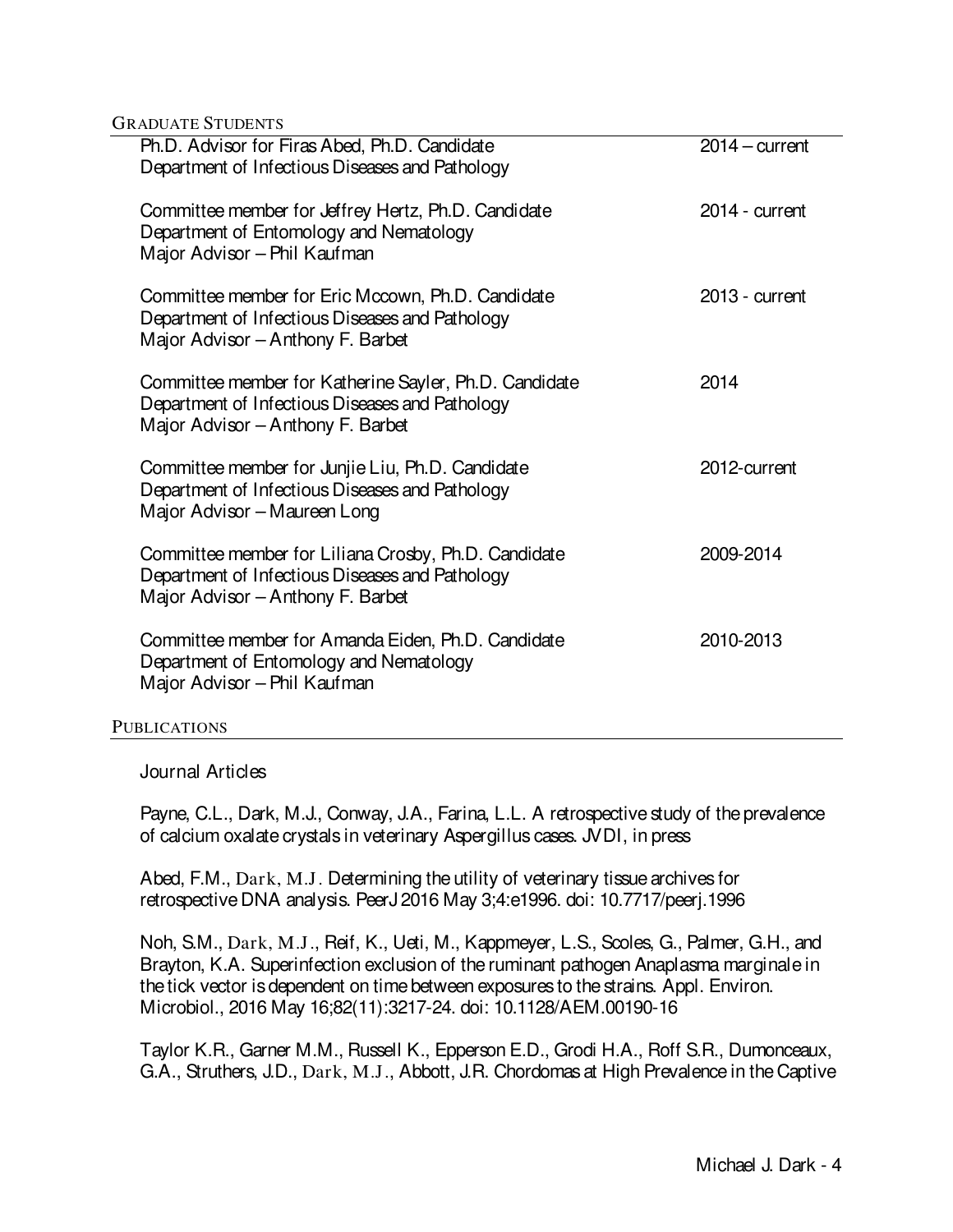## Graduate Students

Ph.D. Advisor for Firas Abed, Ph.D. Candidate — 2014 – current
Department of Infectious Diseases and Pathology

Committee member for Jeffrey Hertz, Ph.D. Candidate — 2014 - current
Department of Entomology and Nematology
Major Advisor – Phil Kaufman

Committee member for Eric Mccown, Ph.D. Candidate — 2013 - current
Department of Infectious Diseases and Pathology
Major Advisor – Anthony F. Barbet

Committee member for Katherine Sayler, Ph.D. Candidate — 2014
Department of Infectious Diseases and Pathology
Major Advisor – Anthony F. Barbet

Committee member for Junjie Liu, Ph.D. Candidate — 2012-current
Department of Infectious Diseases and Pathology
Major Advisor – Maureen Long

Committee member for Liliana Crosby, Ph.D. Candidate — 2009-2014
Department of Infectious Diseases and Pathology
Major Advisor – Anthony F. Barbet

Committee member for Amanda Eiden, Ph.D. Candidate — 2010-2013
Department of Entomology and Nematology
Major Advisor – Phil Kaufman

## Publications

### Journal Articles

Payne, C.L., Dark, M.J., Conway, J.A., Farina, L.L. A retrospective study of the prevalence of calcium oxalate crystals in veterinary Aspergillus cases. JVDI, in press

Abed, F.M., Dark, M.J. Determining the utility of veterinary tissue archives for retrospective DNA analysis. PeerJ 2016 May 3;4:e1996. doi: 10.7717/peerj.1996

Noh, S.M., Dark, M.J., Reif, K., Ueti, M., Kappmeyer, L.S., Scoles, G., Palmer, G.H., and Brayton, K.A. Superinfection exclusion of the ruminant pathogen Anaplasma marginale in the tick vector is dependent on time between exposures to the strains. Appl. Environ. Microbiol., 2016 May 16;82(11):3217-24. doi: 10.1128/AEM.00190-16

Taylor K.R., Garner M.M., Russell K., Epperson E.D., Grodi H.A., Roff S.R., Dumonceaux, G.A., Struthers, J.D., Dark, M.J., Abbott, J.R. Chordomas at High Prevalence in the Captive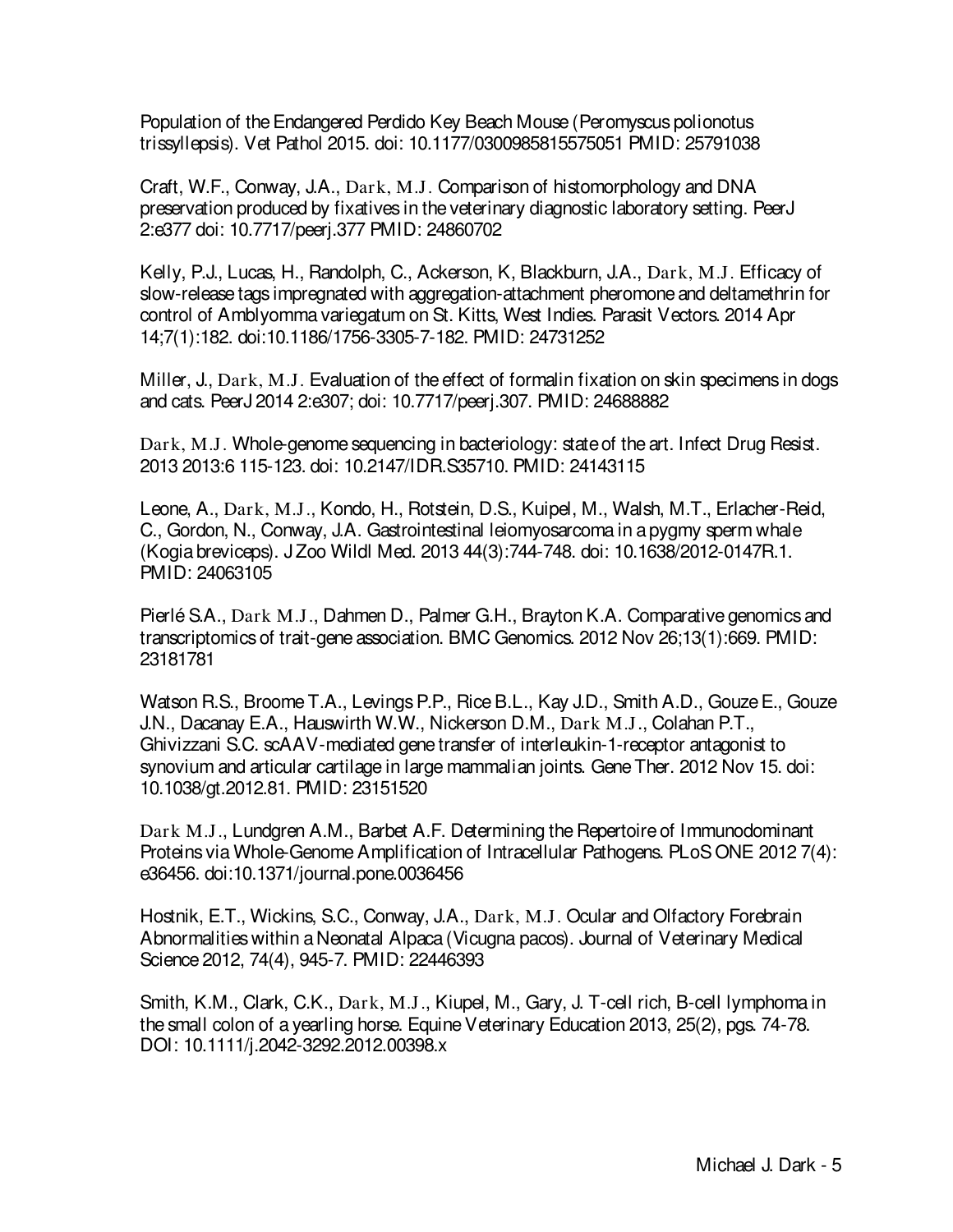Population of the Endangered Perdido Key Beach Mouse (Peromyscus polionotus trissyllepsis). Vet Pathol 2015. doi: 10.1177/0300985815575051 PMID: 25791038

Craft, W.F., Conway, J.A., Dark, M.J. Comparison of histomorphology and DNA preservation produced by fixatives in the veterinary diagnostic laboratory setting. PeerJ 2:e377 doi: 10.7717/peerj.377 PMID: 24860702

Kelly, P.J., Lucas, H., Randolph, C., Ackerson, K, Blackburn, J.A., Dark, M.J. Efficacy of slow-release tags impregnated with aggregation-attachment pheromone and deltamethrin for control of Amblyomma variegatum on St. Kitts, West Indies. Parasit Vectors. 2014 Apr 14;7(1):182. doi:10.1186/1756-3305-7-182. PMID: 24731252

Miller, J., Dark, M.J. Evaluation of the effect of formalin fixation on skin specimens in dogs and cats. PeerJ 2014 2:e307; doi: 10.7717/peerj.307. PMID: 24688882

Dark, M.J. Whole-genome sequencing in bacteriology: state of the art. Infect Drug Resist. 2013 2013:6 115-123. doi: 10.2147/IDR.S35710. PMID: 24143115

Leone, A., Dark, M.J., Kondo, H., Rotstein, D.S., Kuipel, M., Walsh, M.T., Erlacher-Reid, C., Gordon, N., Conway, J.A. Gastrointestinal leiomyosarcoma in a pygmy sperm whale (Kogia breviceps). J Zoo Wildl Med. 2013 44(3):744-748. doi: 10.1638/2012-0147R.1. PMID: 24063105

Pierlé S.A., Dark M.J., Dahmen D., Palmer G.H., Brayton K.A. Comparative genomics and transcriptomics of trait-gene association. BMC Genomics. 2012 Nov 26;13(1):669. PMID: 23181781

Watson R.S., Broome T.A., Levings P.P., Rice B.L., Kay J.D., Smith A.D., Gouze E., Gouze J.N., Dacanay E.A., Hauswirth W.W., Nickerson D.M., Dark M.J., Colahan P.T., Ghivizzani S.C. scAAV-mediated gene transfer of interleukin-1-receptor antagonist to synovium and articular cartilage in large mammalian joints. Gene Ther. 2012 Nov 15. doi: 10.1038/gt.2012.81. PMID: 23151520

Dark M.J., Lundgren A.M., Barbet A.F. Determining the Repertoire of Immunodominant Proteins via Whole-Genome Amplification of Intracellular Pathogens. PLoS ONE 2012 7(4): e36456. doi:10.1371/journal.pone.0036456

Hostnik, E.T., Wickins, S.C., Conway, J.A., Dark, M.J. Ocular and Olfactory Forebrain Abnormalities within a Neonatal Alpaca (Vicugna pacos). Journal of Veterinary Medical Science 2012, 74(4), 945-7. PMID: 22446393

Smith, K.M., Clark, C.K., Dark, M.J., Kiupel, M., Gary, J. T-cell rich, B-cell lymphoma in the small colon of a yearling horse. Equine Veterinary Education 2013, 25(2), pgs. 74-78. DOI: 10.1111/j.2042-3292.2012.00398.x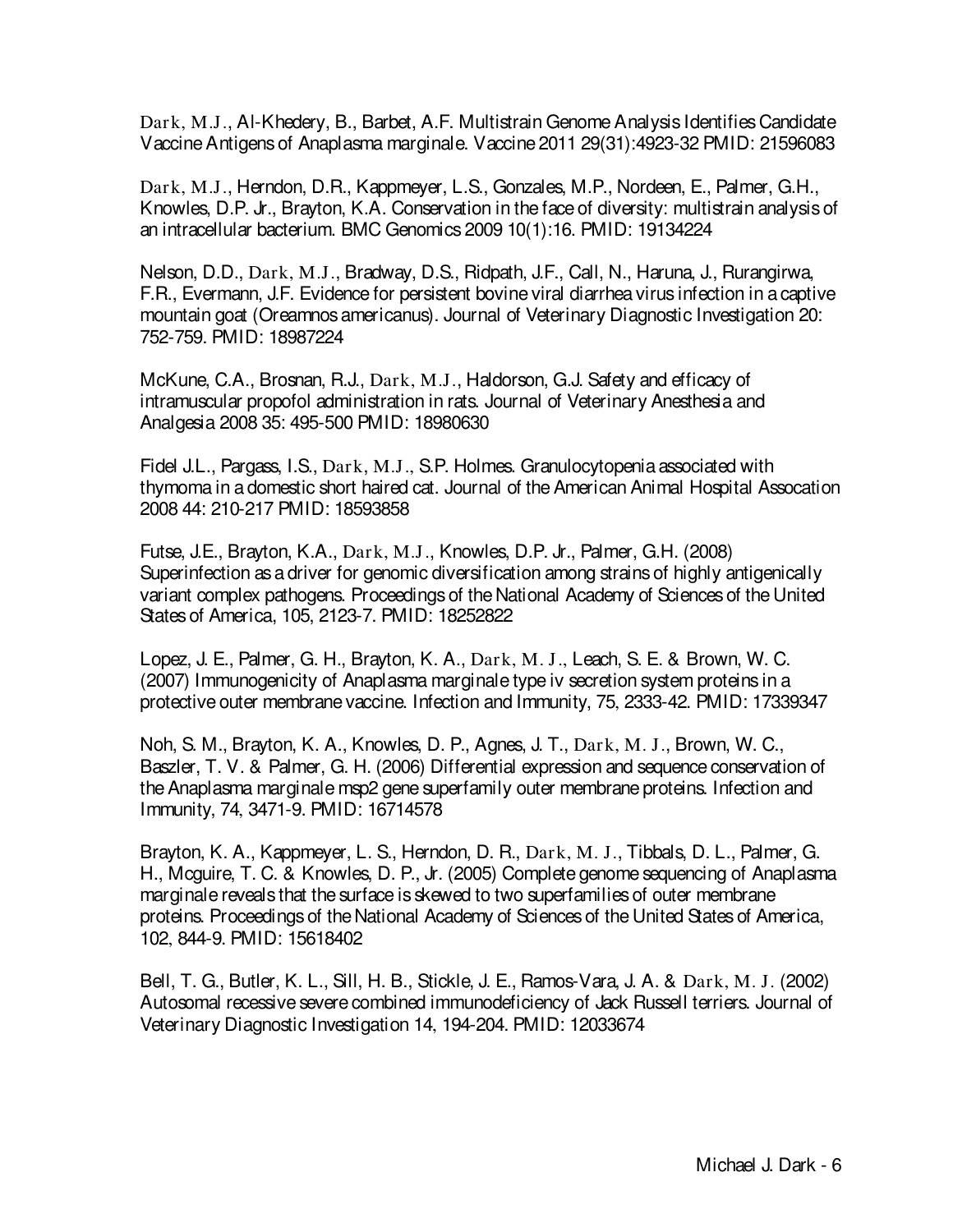Dark, M.J., Al-Khedery, B., Barbet, A.F. Multistrain Genome Analysis Identifies Candidate Vaccine Antigens of Anaplasma marginale. Vaccine 2011 29(31):4923-32 PMID: 21596083

Dark, M.J., Herndon, D.R., Kappmeyer, L.S., Gonzales, M.P., Nordeen, E., Palmer, G.H., Knowles, D.P. Jr., Brayton, K.A. Conservation in the face of diversity: multistrain analysis of an intracellular bacterium. BMC Genomics 2009 10(1):16. PMID: 19134224

Nelson, D.D., Dark, M.J., Bradway, D.S., Ridpath, J.F., Call, N., Haruna, J., Rurangirwa, F.R., Evermann, J.F. Evidence for persistent bovine viral diarrhea virus infection in a captive mountain goat (Oreamnos americanus). Journal of Veterinary Diagnostic Investigation 20: 752-759. PMID: 18987224

McKune, C.A., Brosnan, R.J., Dark, M.J., Haldorson, G.J. Safety and efficacy of intramuscular propofol administration in rats. Journal of Veterinary Anesthesia and Analgesia 2008 35: 495-500 PMID: 18980630

Fidel J.L., Pargass, I.S., Dark, M.J., S.P. Holmes. Granulocytopenia associated with thymoma in a domestic short haired cat. Journal of the American Animal Hospital Assocation 2008 44: 210-217 PMID: 18593858

Futse, J.E., Brayton, K.A., Dark, M.J., Knowles, D.P. Jr., Palmer, G.H. (2008) Superinfection as a driver for genomic diversification among strains of highly antigenically variant complex pathogens. Proceedings of the National Academy of Sciences of the United States of America, 105, 2123-7. PMID: 18252822

Lopez, J. E., Palmer, G. H., Brayton, K. A., Dark, M. J., Leach, S. E. & Brown, W. C. (2007) Immunogenicity of Anaplasma marginale type iv secretion system proteins in a protective outer membrane vaccine. Infection and Immunity, 75, 2333-42. PMID: 17339347

Noh, S. M., Brayton, K. A., Knowles, D. P., Agnes, J. T., Dark, M. J., Brown, W. C., Baszler, T. V. & Palmer, G. H. (2006) Differential expression and sequence conservation of the Anaplasma marginale msp2 gene superfamily outer membrane proteins. Infection and Immunity, 74, 3471-9. PMID: 16714578

Brayton, K. A., Kappmeyer, L. S., Herndon, D. R., Dark, M. J., Tibbals, D. L., Palmer, G. H., Mcguire, T. C. & Knowles, D. P., Jr. (2005) Complete genome sequencing of Anaplasma marginale reveals that the surface is skewed to two superfamilies of outer membrane proteins. Proceedings of the National Academy of Sciences of the United States of America, 102, 844-9. PMID: 15618402

Bell, T. G., Butler, K. L., Sill, H. B., Stickle, J. E., Ramos-Vara, J. A. & Dark, M. J. (2002) Autosomal recessive severe combined immunodeficiency of Jack Russell terriers. Journal of Veterinary Diagnostic Investigation 14, 194-204. PMID: 12033674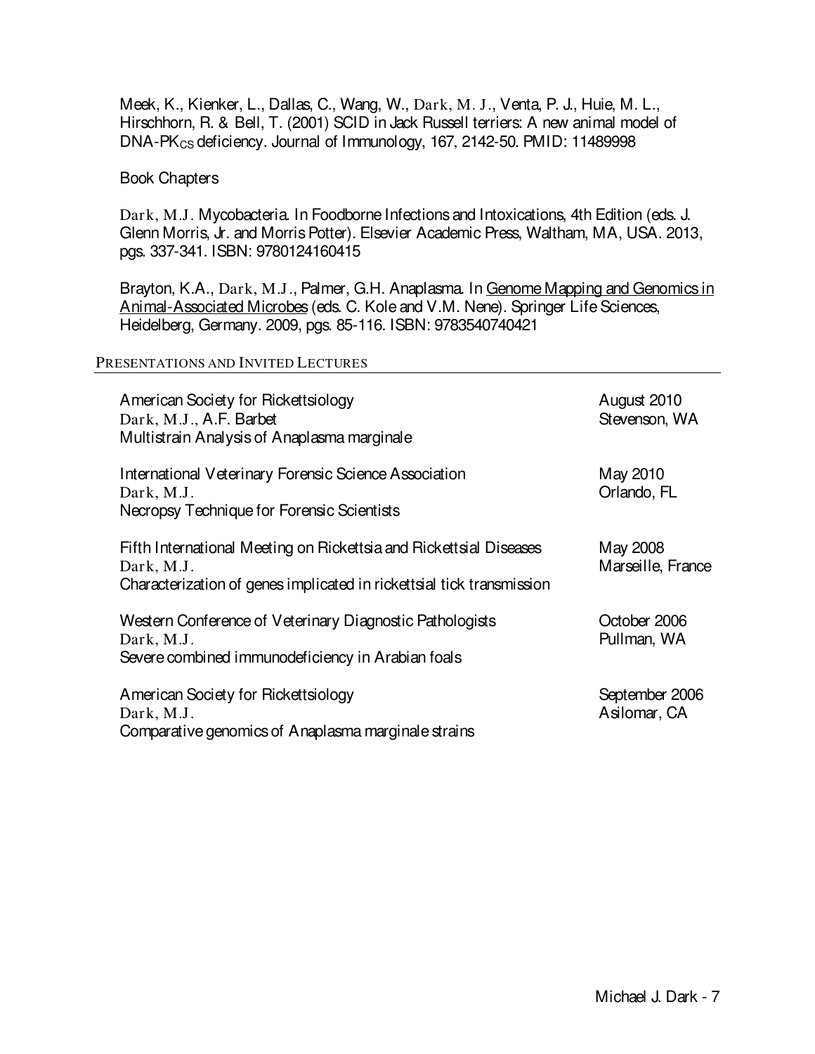Meek, K., Kienker, L., Dallas, C., Wang, W., Dark, M. J., Venta, P. J., Huie, M. L., Hirschhorn, R. & Bell, T. (2001) SCID in Jack Russell terriers: A new animal model of DNA-$PK_{CS}$ deficiency. Journal of Immunology, 167, 2142-50. PMID: 11489998

Book Chapters

Dark, M.J. Mycobacteria. In Foodborne Infections and Intoxications, 4th Edition (eds. J. Glenn Morris, Jr. and Morris Potter). Elsevier Academic Press, Waltham, MA, USA. 2013, pgs. 337-341. ISBN: 9780124160415

Brayton, K.A., Dark, M.J., Palmer, G.H. Anaplasma. In Genome Mapping and Genomics in Animal-Associated Microbes (eds. C. Kole and V.M. Nene). Springer Life Sciences, Heidelberg, Germany. 2009, pgs. 85-116. ISBN: 9783540740421

## PRESENTATIONS AND INVITED LECTURES

| | |
|---|---|
| American Society for Rickettsiology<br>Dark, M.J., A.F. Barbet<br>Multistrain Analysis of Anaplasma marginale | August 2010<br>Stevenson, WA |
| International Veterinary Forensic Science Association<br>Dark, M.J.<br>Necropsy Technique for Forensic Scientists | May 2010<br>Orlando, FL |
| Fifth International Meeting on Rickettsia and Rickettsial Diseases<br>Dark, M.J.<br>Characterization of genes implicated in rickettsial tick transmission | May 2008<br>Marseille, France |
| Western Conference of Veterinary Diagnostic Pathologists<br>Dark, M.J.<br>Severe combined immunodeficiency in Arabian foals | October 2006<br>Pullman, WA |
| American Society for Rickettsiology<br>Dark, M.J.<br>Comparative genomics of Anaplasma marginale strains | September 2006<br>Asilomar, CA |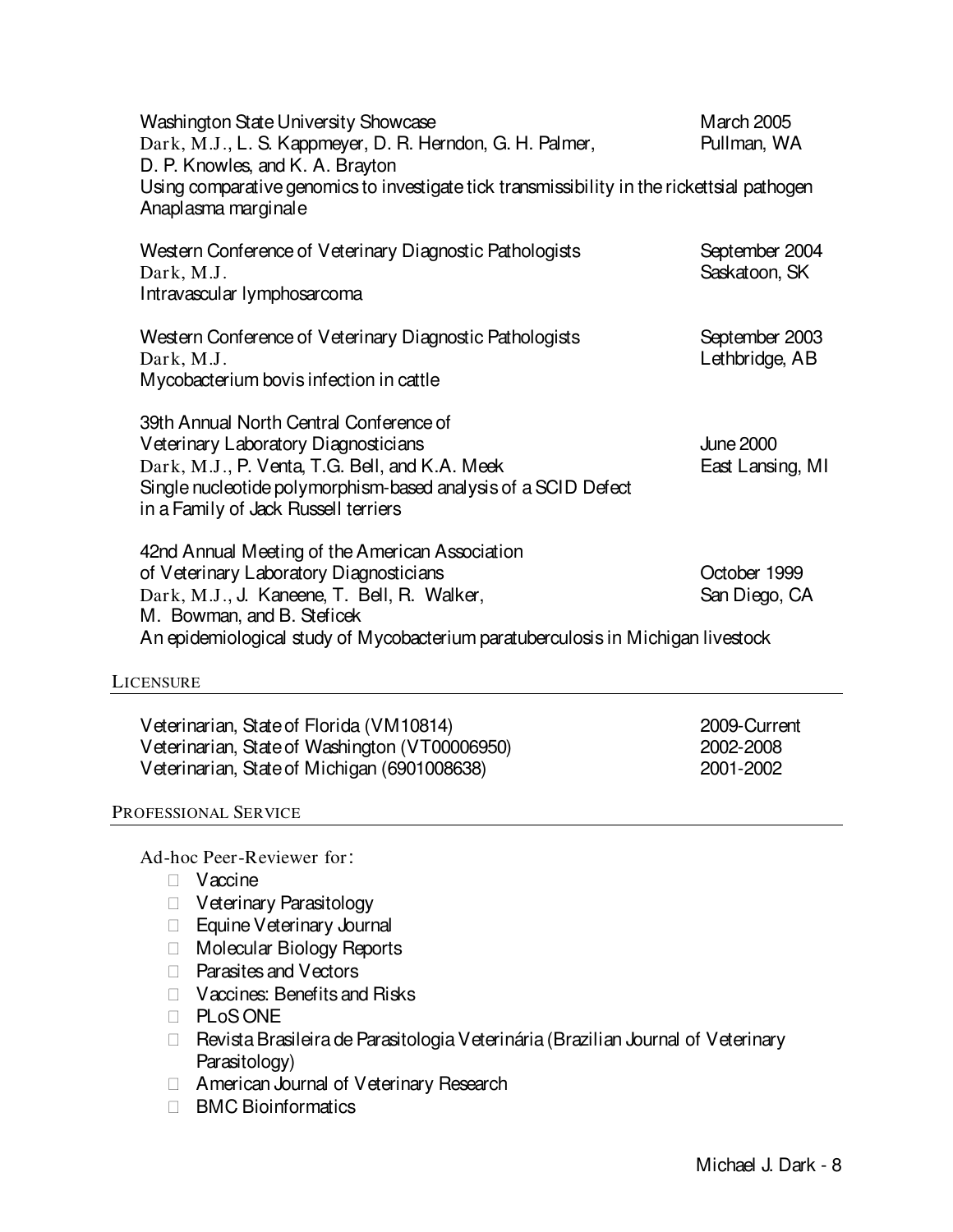Washington State University Showcase — March 2005, Pullman, WA
Dark, M.J., L. S. Kappmeyer, D. R. Herndon, G. H. Palmer, D. P. Knowles, and K. A. Brayton
Using comparative genomics to investigate tick transmissibility in the rickettsial pathogen *Anaplasma marginale*

Western Conference of Veterinary Diagnostic Pathologists — September 2004, Saskatoon, SK
Dark, M.J.
Intravascular lymphosarcoma

Western Conference of Veterinary Diagnostic Pathologists — September 2003, Lethbridge, AB
Dark, M.J.
*Mycobacterium bovis* infection in cattle

39th Annual North Central Conference of Veterinary Laboratory Diagnosticians — June 2000, East Lansing, MI
Dark, M.J., P. Venta, T.G. Bell, and K.A. Meek
Single nucleotide polymorphism-based analysis of a SCID Defect in a Family of Jack Russell terriers

42nd Annual Meeting of the American Association of Veterinary Laboratory Diagnosticians — October 1999, San Diego, CA
Dark, M.J., J. Kaneene, T. Bell, R. Walker, M. Bowman, and B. Steficek
An epidemiological study of *Mycobacterium paratuberculosis* in Michigan livestock

## Licensure

| | |
|---|---|
| Veterinarian, State of Florida (VM10814) | 2009-Current |
| Veterinarian, State of Washington (VT00006950) | 2002-2008 |
| Veterinarian, State of Michigan (6901008638) | 2001-2002 |

## Professional Service

Ad-hoc Peer-Reviewer for:

- Vaccine
- Veterinary Parasitology
- Equine Veterinary Journal
- Molecular Biology Reports
- Parasites and Vectors
- Vaccines: Benefits and Risks
- PLoS ONE
- Revista Brasileira de Parasitologia Veterinária (Brazilian Journal of Veterinary Parasitology)
- American Journal of Veterinary Research
- BMC Bioinformatics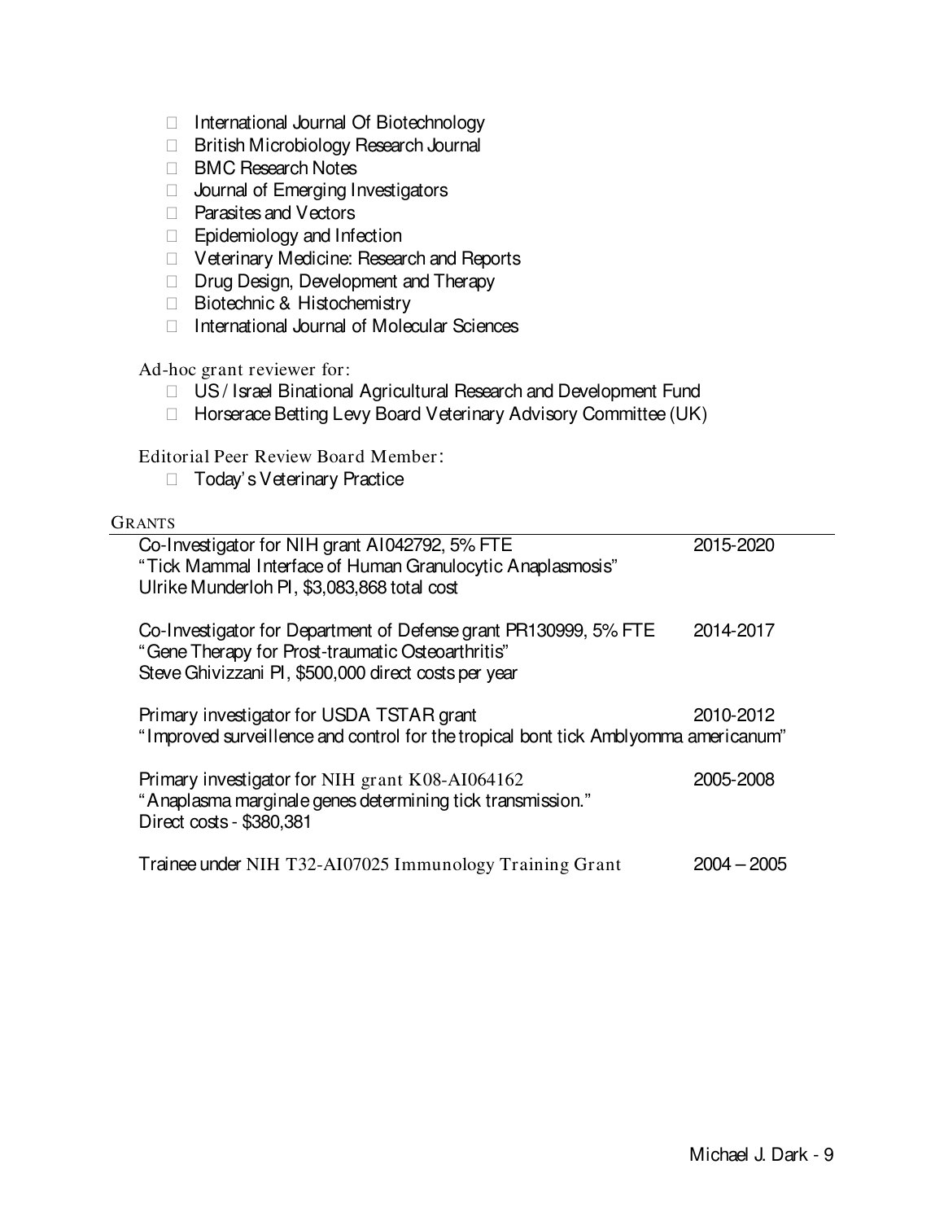- International Journal Of Biotechnology
- British Microbiology Research Journal
- BMC Research Notes
- Journal of Emerging Investigators
- Parasites and Vectors
- Epidemiology and Infection
- Veterinary Medicine: Research and Reports
- Drug Design, Development and Therapy
- Biotechnic & Histochemistry
- International Journal of Molecular Sciences

Ad-hoc grant reviewer for:

- US / Israel Binational Agricultural Research and Development Fund
- Horserace Betting Levy Board Veterinary Advisory Committee (UK)

Editorial Peer Review Board Member:

- Today's Veterinary Practice

## GRANTS

Co-Investigator for NIH grant AI042792, 5% FTE — 2015-2020
"Tick Mammal Interface of Human Granulocytic Anaplasmosis"
Ulrike Munderloh PI, $3,083,868 total cost

Co-Investigator for Department of Defense grant PR130999, 5% FTE — 2014-2017
"Gene Therapy for Prost-traumatic Osteoarthritis"
Steve Ghivizzani PI, $500,000 direct costs per year

Primary investigator for USDA TSTAR grant — 2010-2012
"Improved surveillence and control for the tropical bont tick Amblyomma americanum"

Primary investigator for NIH grant K08-AI064162 — 2005-2008
"Anaplasma marginale genes determining tick transmission."
Direct costs - $380,381

Trainee under NIH T32-AI07025 Immunology Training Grant — 2004 – 2005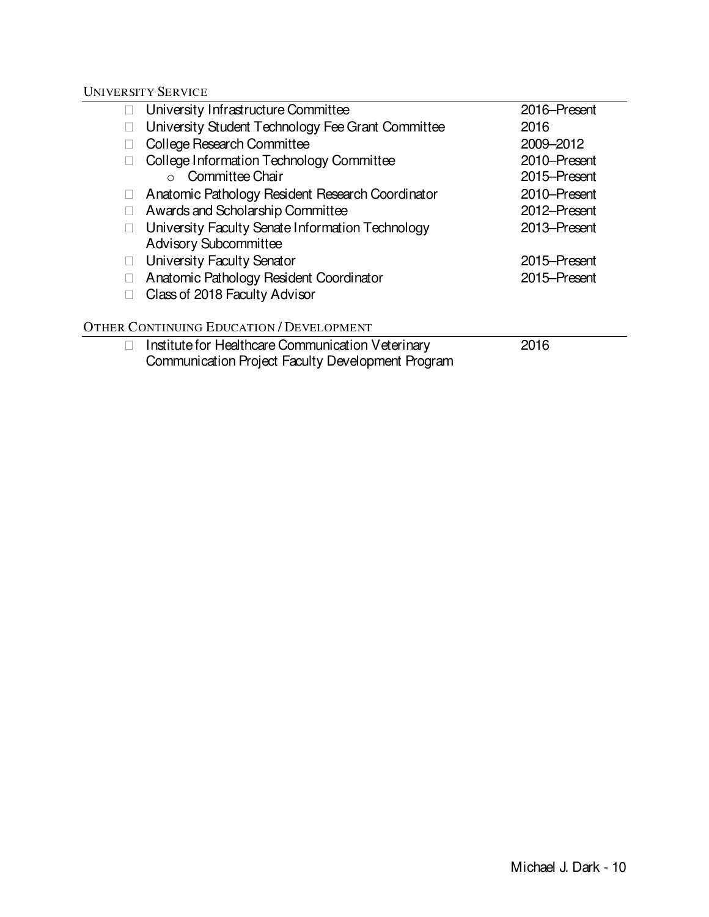## University Service

| | |
|---|---|
| - University Infrastructure Committee | 2016–Present |
| - University Student Technology Fee Grant Committee | 2016 |
| - College Research Committee | 2009–2012 |
| - College Information Technology Committee | 2010–Present |
| &nbsp;&nbsp;&nbsp;&nbsp;o Committee Chair | 2015–Present |
| - Anatomic Pathology Resident Research Coordinator | 2010–Present |
| - Awards and Scholarship Committee | 2012–Present |
| - University Faculty Senate Information Technology Advisory Subcommittee | 2013–Present |
| - University Faculty Senator | 2015–Present |
| - Anatomic Pathology Resident Coordinator | 2015–Present |
| - Class of 2018 Faculty Advisor | |

## Other Continuing Education / Development

| | |
|---|---|
| - Institute for Healthcare Communication Veterinary Communication Project Faculty Development Program | 2016 |